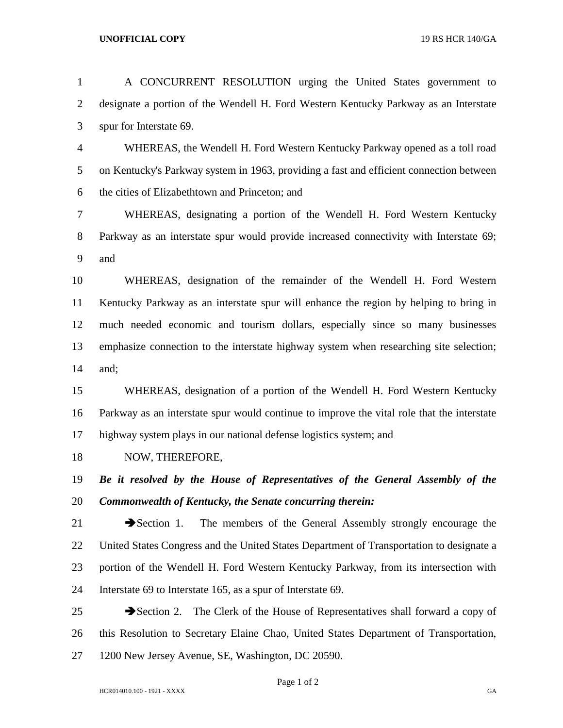A CONCURRENT RESOLUTION urging the United States government to designate a portion of the Wendell H. Ford Western Kentucky Parkway as an Interstate spur for Interstate 69.

WHEREAS, the Wendell H. Ford Western Kentucky Parkway opened as a toll road on Kentucky's Parkway system in 1963, providing a fast and efficient connection between the cities of Elizabethtown and Princeton; and

WHEREAS, designating a portion of the Wendell H. Ford Western Kentucky Parkway as an interstate spur would provide increased connectivity with Interstate 69; and

WHEREAS, designation of the remainder of the Wendell H. Ford Western Kentucky Parkway as an interstate spur will enhance the region by helping to bring in much needed economic and tourism dollars, especially since so many businesses emphasize connection to the interstate highway system when researching site selection; and;

WHEREAS, designation of a portion of the Wendell H. Ford Western Kentucky Parkway as an interstate spur would continue to improve the vital role that the interstate highway system plays in our national defense logistics system; and

NOW, THEREFORE,

***Be it resolved by the House of Representatives of the General Assembly of the Commonwealth of Kentucky, the Senate concurring therein:***

➔Section 1. The members of the General Assembly strongly encourage the United States Congress and the United States Department of Transportation to designate a portion of the Wendell H. Ford Western Kentucky Parkway, from its intersection with Interstate 69 to Interstate 165, as a spur of Interstate 69.

➔Section 2. The Clerk of the House of Representatives shall forward a copy of this Resolution to Secretary Elaine Chao, United States Department of Transportation, 1200 New Jersey Avenue, SE, Washington, DC 20590.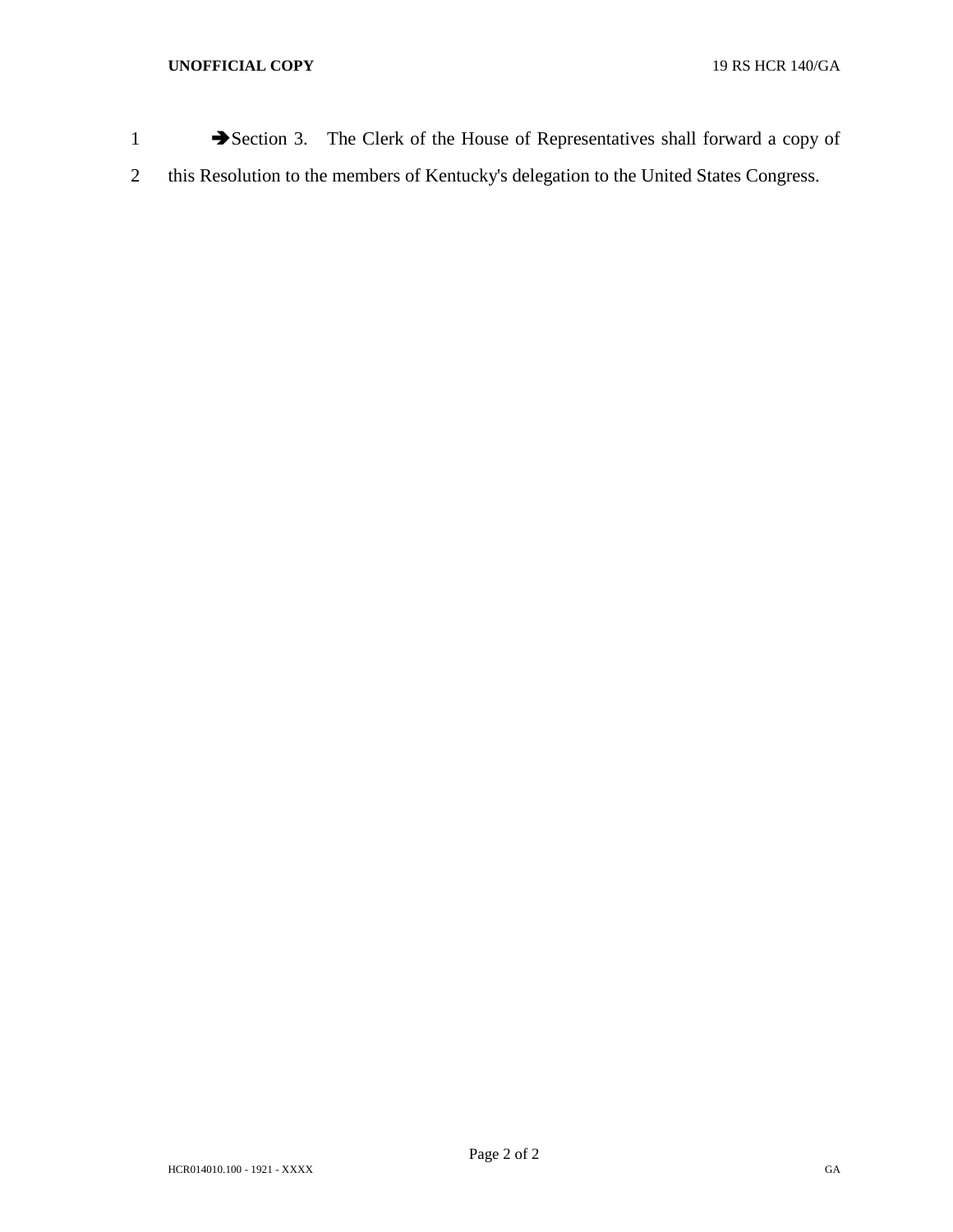➔Section 3. The Clerk of the House of Representatives shall forward a copy of this Resolution to the members of Kentucky's delegation to the United States Congress.